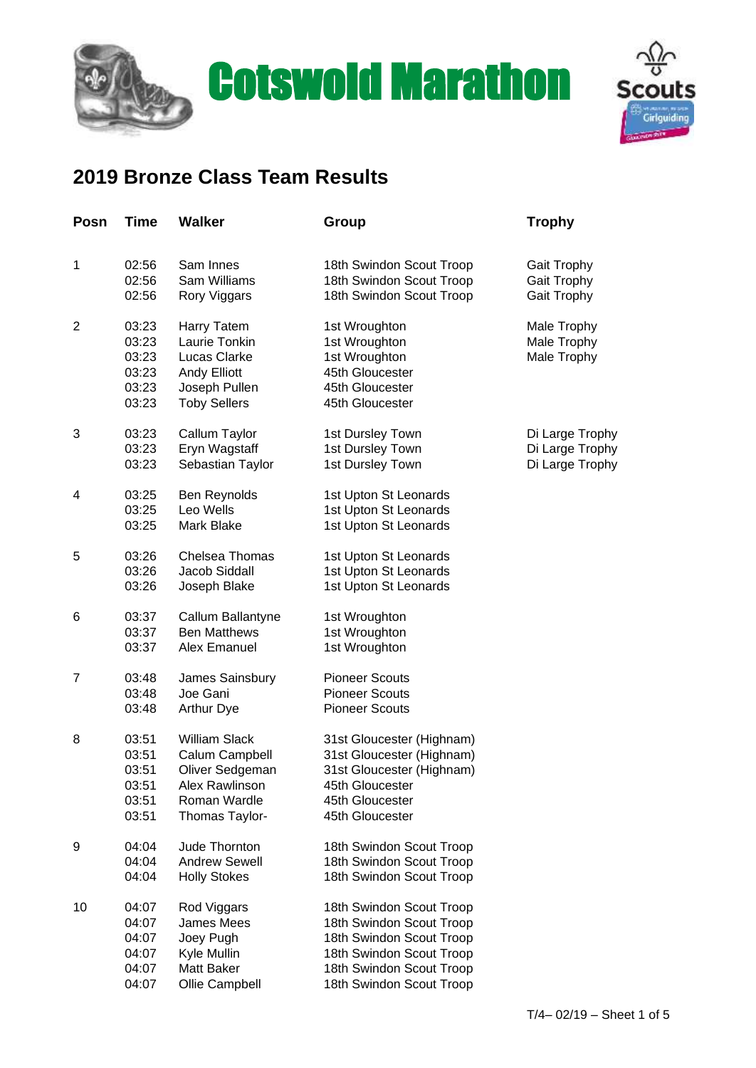# Cotswold Marathon

## 2019 Bronze Class Team Results

| Posn | Time | Walker | Group | Trophy |
|---|---|---|---|---|
| 1 | 02:56 | Sam Innes | 18th Swindon Scout Troop | Gait Trophy |
| | 02:56 | Sam Williams | 18th Swindon Scout Troop | Gait Trophy |
| | 02:56 | Rory Viggars | 18th Swindon Scout Troop | Gait Trophy |
| 2 | 03:23 | Harry Tatem | 1st Wroughton | Male Trophy |
| | 03:23 | Laurie Tonkin | 1st Wroughton | Male Trophy |
| | 03:23 | Lucas Clarke | 1st Wroughton | Male Trophy |
| | 03:23 | Andy Elliott | 45th Gloucester | |
| | 03:23 | Joseph Pullen | 45th Gloucester | |
| | 03:23 | Toby Sellers | 45th Gloucester | |
| 3 | 03:23 | Callum Taylor | 1st Dursley Town | Di Large Trophy |
| | 03:23 | Eryn Wagstaff | 1st Dursley Town | Di Large Trophy |
| | 03:23 | Sebastian Taylor | 1st Dursley Town | Di Large Trophy |
| 4 | 03:25 | Ben Reynolds | 1st Upton St Leonards | |
| | 03:25 | Leo Wells | 1st Upton St Leonards | |
| | 03:25 | Mark Blake | 1st Upton St Leonards | |
| 5 | 03:26 | Chelsea Thomas | 1st Upton St Leonards | |
| | 03:26 | Jacob Siddall | 1st Upton St Leonards | |
| | 03:26 | Joseph Blake | 1st Upton St Leonards | |
| 6 | 03:37 | Callum Ballantyne | 1st Wroughton | |
| | 03:37 | Ben Matthews | 1st Wroughton | |
| | 03:37 | Alex Emanuel | 1st Wroughton | |
| 7 | 03:48 | James Sainsbury | Pioneer Scouts | |
| | 03:48 | Joe Gani | Pioneer Scouts | |
| | 03:48 | Arthur Dye | Pioneer Scouts | |
| 8 | 03:51 | William Slack | 31st Gloucester (Highnam) | |
| | 03:51 | Calum Campbell | 31st Gloucester (Highnam) | |
| | 03:51 | Oliver Sedgeman | 31st Gloucester (Highnam) | |
| | 03:51 | Alex Rawlinson | 45th Gloucester | |
| | 03:51 | Roman Wardle | 45th Gloucester | |
| | 03:51 | Thomas Taylor- | 45th Gloucester | |
| 9 | 04:04 | Jude Thornton | 18th Swindon Scout Troop | |
| | 04:04 | Andrew Sewell | 18th Swindon Scout Troop | |
| | 04:04 | Holly Stokes | 18th Swindon Scout Troop | |
| 10 | 04:07 | Rod Viggars | 18th Swindon Scout Troop | |
| | 04:07 | James Mees | 18th Swindon Scout Troop | |
| | 04:07 | Joey Pugh | 18th Swindon Scout Troop | |
| | 04:07 | Kyle Mullin | 18th Swindon Scout Troop | |
| | 04:07 | Matt Baker | 18th Swindon Scout Troop | |
| | 04:07 | Ollie Campbell | 18th Swindon Scout Troop | |

T/4– 02/19 – Sheet 1 of 5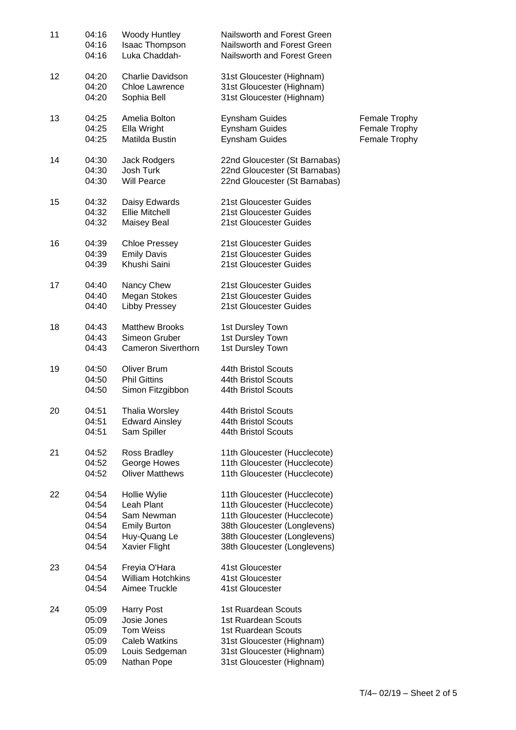| Position | Time | Name | Group | Award |
|---|---|---|---|---|
| 11 | 04:16 | Woody Huntley | Nailsworth and Forest Green | |
| | 04:16 | Isaac Thompson | Nailsworth and Forest Green | |
| | 04:16 | Luka Chaddah- | Nailsworth and Forest Green | |
| 12 | 04:20 | Charlie Davidson | 31st Gloucester (Highnam) | |
| | 04:20 | Chloe Lawrence | 31st Gloucester (Highnam) | |
| | 04:20 | Sophia Bell | 31st Gloucester (Highnam) | |
| 13 | 04:25 | Amelia Bolton | Eynsham Guides | Female Trophy |
| | 04:25 | Ella Wright | Eynsham Guides | Female Trophy |
| | 04:25 | Matilda Bustin | Eynsham Guides | Female Trophy |
| 14 | 04:30 | Jack Rodgers | 22nd Gloucester (St Barnabas) | |
| | 04:30 | Josh Turk | 22nd Gloucester (St Barnabas) | |
| | 04:30 | Will Pearce | 22nd Gloucester (St Barnabas) | |
| 15 | 04:32 | Daisy Edwards | 21st Gloucester Guides | |
| | 04:32 | Ellie Mitchell | 21st Gloucester Guides | |
| | 04:32 | Maisey Beal | 21st Gloucester Guides | |
| 16 | 04:39 | Chloe Pressey | 21st Gloucester Guides | |
| | 04:39 | Emily Davis | 21st Gloucester Guides | |
| | 04:39 | Khushi Saini | 21st Gloucester Guides | |
| 17 | 04:40 | Nancy Chew | 21st Gloucester Guides | |
| | 04:40 | Megan Stokes | 21st Gloucester Guides | |
| | 04:40 | Libby Pressey | 21st Gloucester Guides | |
| 18 | 04:43 | Matthew Brooks | 1st Dursley Town | |
| | 04:43 | Simeon Gruber | 1st Dursley Town | |
| | 04:43 | Cameron Siverthorn | 1st Dursley Town | |
| 19 | 04:50 | Oliver Brum | 44th Bristol Scouts | |
| | 04:50 | Phil Gittins | 44th Bristol Scouts | |
| | 04:50 | Simon Fitzgibbon | 44th Bristol Scouts | |
| 20 | 04:51 | Thalia Worsley | 44th Bristol Scouts | |
| | 04:51 | Edward Ainsley | 44th Bristol Scouts | |
| | 04:51 | Sam Spiller | 44th Bristol Scouts | |
| 21 | 04:52 | Ross Bradley | 11th Gloucester (Hucclecote) | |
| | 04:52 | George Howes | 11th Gloucester (Hucclecote) | |
| | 04:52 | Oliver Matthews | 11th Gloucester (Hucclecote) | |
| 22 | 04:54 | Hollie Wylie | 11th Gloucester (Hucclecote) | |
| | 04:54 | Leah Plant | 11th Gloucester (Hucclecote) | |
| | 04:54 | Sam Newman | 11th Gloucester (Hucclecote) | |
| | 04:54 | Emily Burton | 38th Gloucester (Longlevens) | |
| | 04:54 | Huy-Quang Le | 38th Gloucester (Longlevens) | |
| | 04:54 | Xavier Flight | 38th Gloucester (Longlevens) | |
| 23 | 04:54 | Freyia O'Hara | 41st Gloucester | |
| | 04:54 | William Hotchkins | 41st Gloucester | |
| | 04:54 | Aimee Truckle | 41st Gloucester | |
| 24 | 05:09 | Harry Post | 1st Ruardean Scouts | |
| | 05:09 | Josie Jones | 1st Ruardean Scouts | |
| | 05:09 | Tom Weiss | 1st Ruardean Scouts | |
| | 05:09 | Caleb Watkins | 31st Gloucester (Highnam) | |
| | 05:09 | Louis Sedgeman | 31st Gloucester (Highnam) | |
| | 05:09 | Nathan Pope | 31st Gloucester (Highnam) | |

T/4– 02/19 – Sheet 2 of 5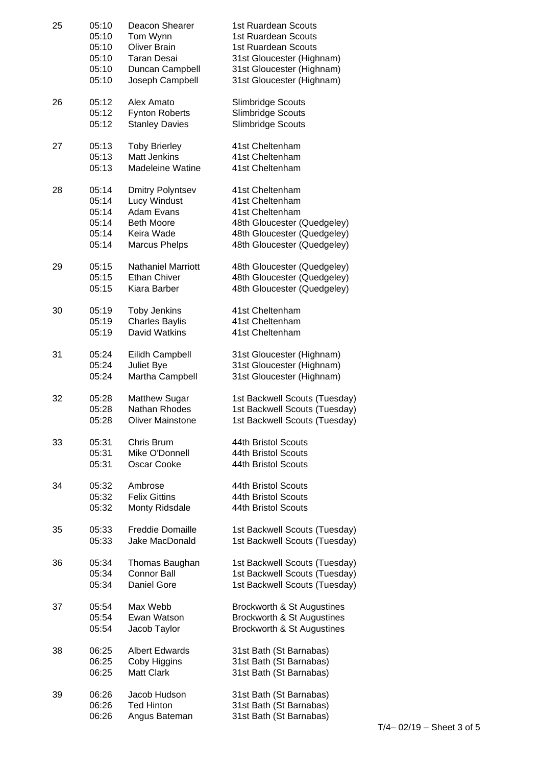| | | | |
|---|---|---|---|
| 25 | 05:10 | Deacon Shearer | 1st Ruardean Scouts |
| | 05:10 | Tom Wynn | 1st Ruardean Scouts |
| | 05:10 | Oliver Brain | 1st Ruardean Scouts |
| | 05:10 | Taran Desai | 31st Gloucester (Highnam) |
| | 05:10 | Duncan Campbell | 31st Gloucester (Highnam) |
| | 05:10 | Joseph Campbell | 31st Gloucester (Highnam) |
| 26 | 05:12 | Alex Amato | Slimbridge Scouts |
| | 05:12 | Fynton Roberts | Slimbridge Scouts |
| | 05:12 | Stanley Davies | Slimbridge Scouts |
| 27 | 05:13 | Toby Brierley | 41st Cheltenham |
| | 05:13 | Matt Jenkins | 41st Cheltenham |
| | 05:13 | Madeleine Watine | 41st Cheltenham |
| 28 | 05:14 | Dmitry Polyntsev | 41st Cheltenham |
| | 05:14 | Lucy Windust | 41st Cheltenham |
| | 05:14 | Adam Evans | 41st Cheltenham |
| | 05:14 | Beth Moore | 48th Gloucester (Quedgeley) |
| | 05:14 | Keira Wade | 48th Gloucester (Quedgeley) |
| | 05:14 | Marcus Phelps | 48th Gloucester (Quedgeley) |
| 29 | 05:15 | Nathaniel Marriott | 48th Gloucester (Quedgeley) |
| | 05:15 | Ethan Chiver | 48th Gloucester (Quedgeley) |
| | 05:15 | Kiara Barber | 48th Gloucester (Quedgeley) |
| 30 | 05:19 | Toby Jenkins | 41st Cheltenham |
| | 05:19 | Charles Baylis | 41st Cheltenham |
| | 05:19 | David Watkins | 41st Cheltenham |
| 31 | 05:24 | Eilidh Campbell | 31st Gloucester (Highnam) |
| | 05:24 | Juliet Bye | 31st Gloucester (Highnam) |
| | 05:24 | Martha Campbell | 31st Gloucester (Highnam) |
| 32 | 05:28 | Matthew Sugar | 1st Backwell Scouts (Tuesday) |
| | 05:28 | Nathan Rhodes | 1st Backwell Scouts (Tuesday) |
| | 05:28 | Oliver Mainstone | 1st Backwell Scouts (Tuesday) |
| 33 | 05:31 | Chris Brum | 44th Bristol Scouts |
| | 05:31 | Mike O'Donnell | 44th Bristol Scouts |
| | 05:31 | Oscar Cooke | 44th Bristol Scouts |
| 34 | 05:32 | Ambrose | 44th Bristol Scouts |
| | 05:32 | Felix Gittins | 44th Bristol Scouts |
| | 05:32 | Monty Ridsdale | 44th Bristol Scouts |
| 35 | 05:33 | Freddie Domaille | 1st Backwell Scouts (Tuesday) |
| | 05:33 | Jake MacDonald | 1st Backwell Scouts (Tuesday) |
| 36 | 05:34 | Thomas Baughan | 1st Backwell Scouts (Tuesday) |
| | 05:34 | Connor Ball | 1st Backwell Scouts (Tuesday) |
| | 05:34 | Daniel Gore | 1st Backwell Scouts (Tuesday) |
| 37 | 05:54 | Max Webb | Brockworth & St Augustines |
| | 05:54 | Ewan Watson | Brockworth & St Augustines |
| | 05:54 | Jacob Taylor | Brockworth & St Augustines |
| 38 | 06:25 | Albert Edwards | 31st Bath (St Barnabas) |
| | 06:25 | Coby Higgins | 31st Bath (St Barnabas) |
| | 06:25 | Matt Clark | 31st Bath (St Barnabas) |
| 39 | 06:26 | Jacob Hudson | 31st Bath (St Barnabas) |
| | 06:26 | Ted Hinton | 31st Bath (St Barnabas) |
| | 06:26 | Angus Bateman | 31st Bath (St Barnabas) |

T/4– 02/19 – Sheet 3 of 5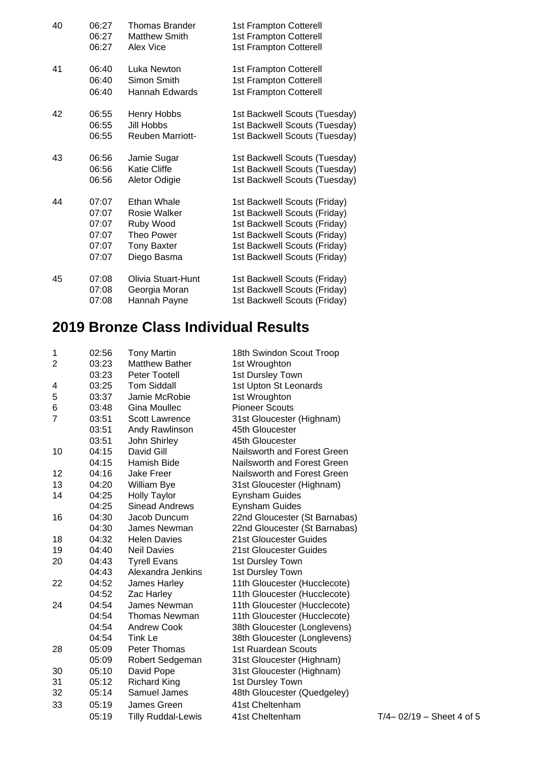| | | | |
|---|---|---|---|
| 40 | 06:27 | Thomas Brander | 1st Frampton Cotterell |
| | 06:27 | Matthew Smith | 1st Frampton Cotterell |
| | 06:27 | Alex Vice | 1st Frampton Cotterell |
| 41 | 06:40 | Luka Newton | 1st Frampton Cotterell |
| | 06:40 | Simon Smith | 1st Frampton Cotterell |
| | 06:40 | Hannah Edwards | 1st Frampton Cotterell |
| 42 | 06:55 | Henry Hobbs | 1st Backwell Scouts (Tuesday) |
| | 06:55 | Jill Hobbs | 1st Backwell Scouts (Tuesday) |
| | 06:55 | Reuben Marriott- | 1st Backwell Scouts (Tuesday) |
| 43 | 06:56 | Jamie Sugar | 1st Backwell Scouts (Tuesday) |
| | 06:56 | Katie Cliffe | 1st Backwell Scouts (Tuesday) |
| | 06:56 | Aletor Odigie | 1st Backwell Scouts (Tuesday) |
| 44 | 07:07 | Ethan Whale | 1st Backwell Scouts (Friday) |
| | 07:07 | Rosie Walker | 1st Backwell Scouts (Friday) |
| | 07:07 | Ruby Wood | 1st Backwell Scouts (Friday) |
| | 07:07 | Theo Power | 1st Backwell Scouts (Friday) |
| | 07:07 | Tony Baxter | 1st Backwell Scouts (Friday) |
| | 07:07 | Diego Basma | 1st Backwell Scouts (Friday) |
| 45 | 07:08 | Olivia Stuart-Hunt | 1st Backwell Scouts (Friday) |
| | 07:08 | Georgia Moran | 1st Backwell Scouts (Friday) |
| | 07:08 | Hannah Payne | 1st Backwell Scouts (Friday) |

## 2019 Bronze Class Individual Results

| | | | |
|---|---|---|---|
| 1 | 02:56 | Tony Martin | 18th Swindon Scout Troop |
| 2 | 03:23 | Matthew Bather | 1st Wroughton |
| | 03:23 | Peter Tootell | 1st Dursley Town |
| 4 | 03:25 | Tom Siddall | 1st Upton St Leonards |
| 5 | 03:37 | Jamie McRobie | 1st Wroughton |
| 6 | 03:48 | Gina Moullec | Pioneer Scouts |
| 7 | 03:51 | Scott Lawrence | 31st Gloucester (Highnam) |
| | 03:51 | Andy Rawlinson | 45th Gloucester |
| | 03:51 | John Shirley | 45th Gloucester |
| 10 | 04:15 | David Gill | Nailsworth and Forest Green |
| | 04:15 | Hamish Bide | Nailsworth and Forest Green |
| 12 | 04:16 | Jake Freer | Nailsworth and Forest Green |
| 13 | 04:20 | William Bye | 31st Gloucester (Highnam) |
| 14 | 04:25 | Holly Taylor | Eynsham Guides |
| | 04:25 | Sinead Andrews | Eynsham Guides |
| 16 | 04:30 | Jacob Duncum | 22nd Gloucester (St Barnabas) |
| | 04:30 | James Newman | 22nd Gloucester (St Barnabas) |
| 18 | 04:32 | Helen Davies | 21st Gloucester Guides |
| 19 | 04:40 | Neil Davies | 21st Gloucester Guides |
| 20 | 04:43 | Tyrell Evans | 1st Dursley Town |
| | 04:43 | Alexandra Jenkins | 1st Dursley Town |
| 22 | 04:52 | James Harley | 11th Gloucester (Hucclecote) |
| | 04:52 | Zac Harley | 11th Gloucester (Hucclecote) |
| 24 | 04:54 | James Newman | 11th Gloucester (Hucclecote) |
| | 04:54 | Thomas Newman | 11th Gloucester (Hucclecote) |
| | 04:54 | Andrew Cook | 38th Gloucester (Longlevens) |
| | 04:54 | Tink Le | 38th Gloucester (Longlevens) |
| 28 | 05:09 | Peter Thomas | 1st Ruardean Scouts |
| | 05:09 | Robert Sedgeman | 31st Gloucester (Highnam) |
| 30 | 05:10 | David Pope | 31st Gloucester (Highnam) |
| 31 | 05:12 | Richard King | 1st Dursley Town |
| 32 | 05:14 | Samuel James | 48th Gloucester (Quedgeley) |
| 33 | 05:19 | James Green | 41st Cheltenham |
| | 05:19 | Tilly Ruddal-Lewis | 41st Cheltenham |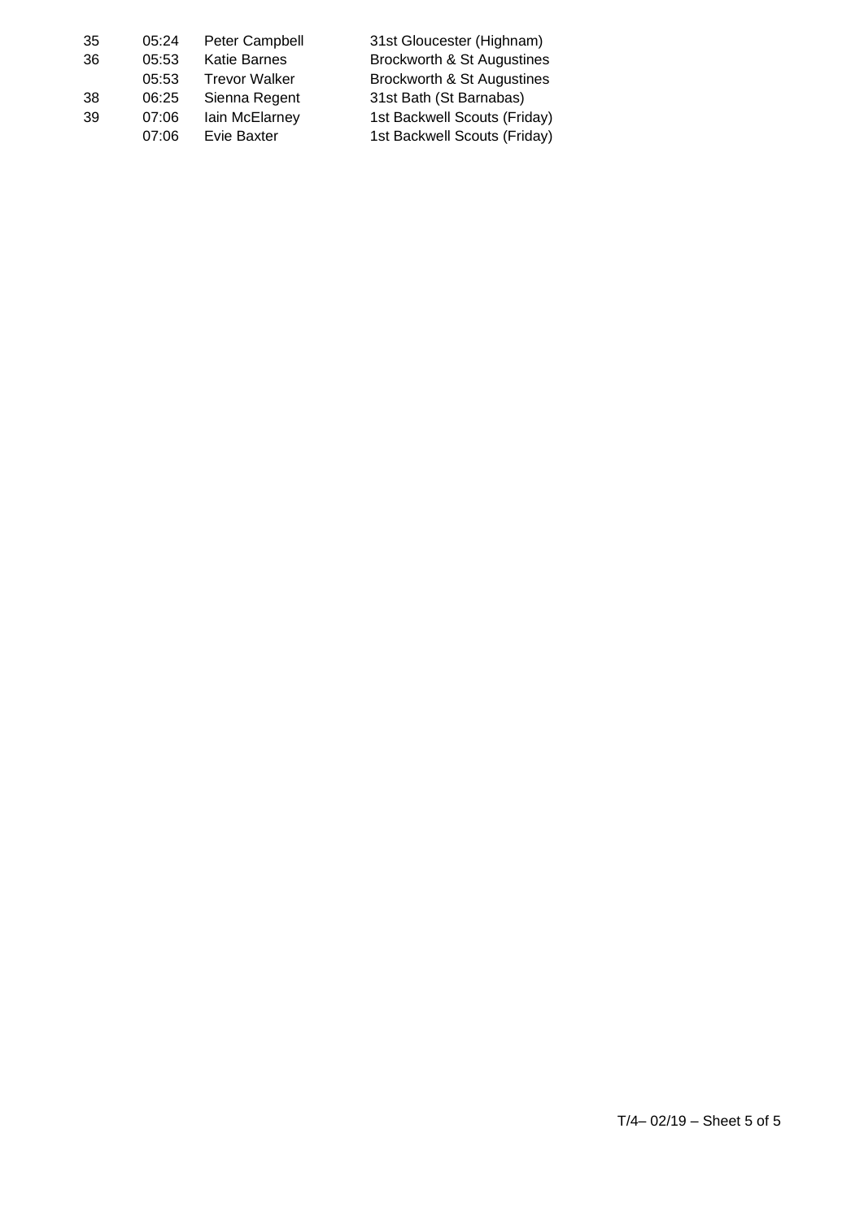| | | | |
|---|---|---|---|
| 35 | 05:24 | Peter Campbell | 31st Gloucester (Highnam) |
| 36 | 05:53 | Katie Barnes | Brockworth & St Augustines |
| | 05:53 | Trevor Walker | Brockworth & St Augustines |
| 38 | 06:25 | Sienna Regent | 31st Bath (St Barnabas) |
| 39 | 07:06 | Iain McElarney | 1st Backwell Scouts (Friday) |
| | 07:06 | Evie Baxter | 1st Backwell Scouts (Friday) |

T/4– 02/19